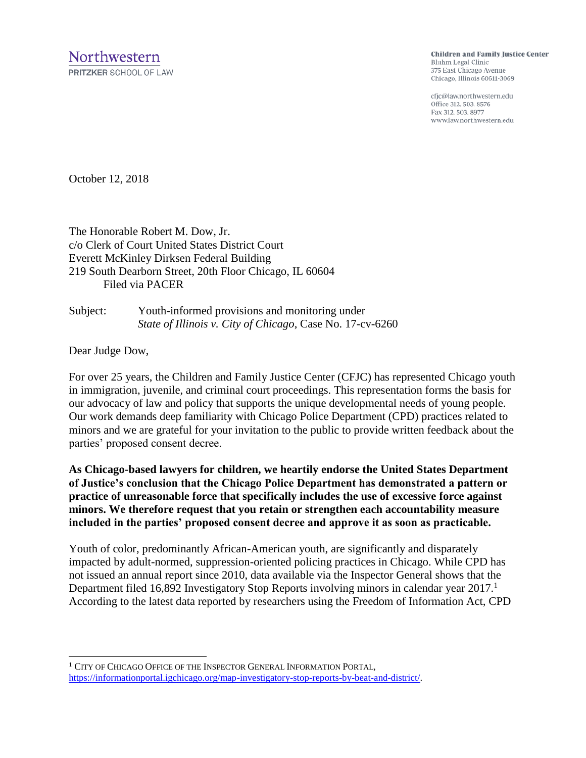Northwestern
PRITZKER SCHOOL OF LAW

**Children and Family Justice Center**
Bluhm Legal Clinic
375 East Chicago Avenue
Chicago, Illinois 60611-3069

cfjc@law.northwestern.edu
Office 312. 503. 8576
Fax 312. 503. 8977
www.law.northwestern.edu

October 12, 2018

The Honorable Robert M. Dow, Jr.
c/o Clerk of Court United States District Court
Everett McKinley Dirksen Federal Building
219 South Dearborn Street, 20th Floor Chicago, IL 60604
Filed via PACER

Subject: Youth-informed provisions and monitoring under *State of Illinois v. City of Chicago*, Case No. 17-cv-6260

Dear Judge Dow,

For over 25 years, the Children and Family Justice Center (CFJC) has represented Chicago youth in immigration, juvenile, and criminal court proceedings. This representation forms the basis for our advocacy of law and policy that supports the unique developmental needs of young people. Our work demands deep familiarity with Chicago Police Department (CPD) practices related to minors and we are grateful for your invitation to the public to provide written feedback about the parties' proposed consent decree.

**As Chicago-based lawyers for children, we heartily endorse the United States Department of Justice's conclusion that the Chicago Police Department has demonstrated a pattern or practice of unreasonable force that specifically includes the use of excessive force against minors. We therefore request that you retain or strengthen each accountability measure included in the parties' proposed consent decree and approve it as soon as practicable.**

Youth of color, predominantly African-American youth, are significantly and disparately impacted by adult-normed, suppression-oriented policing practices in Chicago. While CPD has not issued an annual report since 2010, data available via the Inspector General shows that the Department filed 16,892 Investigatory Stop Reports involving minors in calendar year 2017.[1] According to the latest data reported by researchers using the Freedom of Information Act, CPD

[1] CITY OF CHICAGO OFFICE OF THE INSPECTOR GENERAL INFORMATION PORTAL, https://informationportal.igchicago.org/map-investigatory-stop-reports-by-beat-and-district/.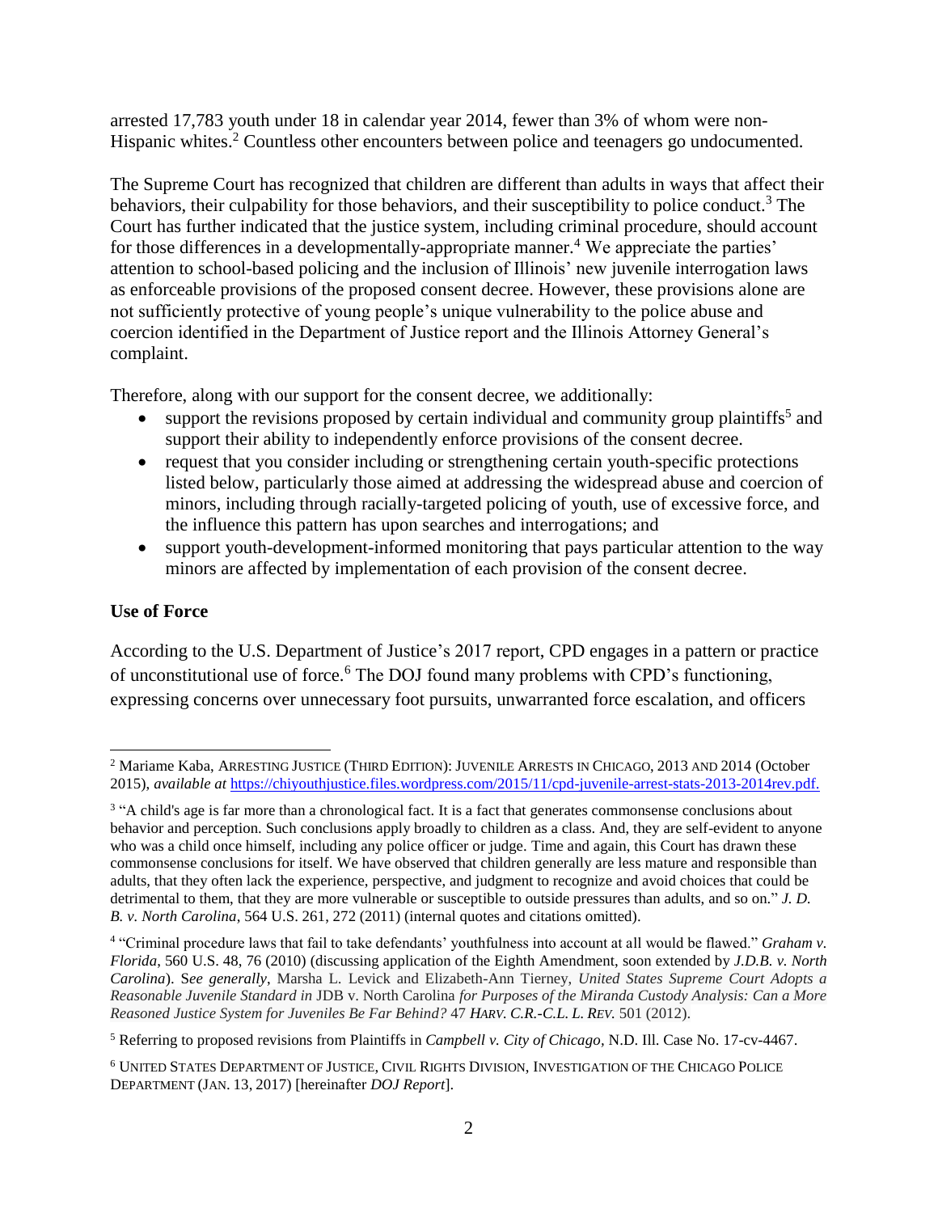arrested 17,783 youth under 18 in calendar year 2014, fewer than 3% of whom were non-Hispanic whites.[2] Countless other encounters between police and teenagers go undocumented.

The Supreme Court has recognized that children are different than adults in ways that affect their behaviors, their culpability for those behaviors, and their susceptibility to police conduct.[3] The Court has further indicated that the justice system, including criminal procedure, should account for those differences in a developmentally-appropriate manner.[4] We appreciate the parties' attention to school-based policing and the inclusion of Illinois' new juvenile interrogation laws as enforceable provisions of the proposed consent decree. However, these provisions alone are not sufficiently protective of young people's unique vulnerability to the police abuse and coercion identified in the Department of Justice report and the Illinois Attorney General's complaint.

Therefore, along with our support for the consent decree, we additionally:

- support the revisions proposed by certain individual and community group plaintiffs[5] and support their ability to independently enforce provisions of the consent decree.
- request that you consider including or strengthening certain youth-specific protections listed below, particularly those aimed at addressing the widespread abuse and coercion of minors, including through racially-targeted policing of youth, use of excessive force, and the influence this pattern has upon searches and interrogations; and
- support youth-development-informed monitoring that pays particular attention to the way minors are affected by implementation of each provision of the consent decree.

**Use of Force**

According to the U.S. Department of Justice's 2017 report, CPD engages in a pattern or practice of unconstitutional use of force.[6] The DOJ found many problems with CPD's functioning, expressing concerns over unnecessary foot pursuits, unwarranted force escalation, and officers

---

[2] Mariame Kaba, ARRESTING JUSTICE (THIRD EDITION): JUVENILE ARRESTS IN CHICAGO, 2013 AND 2014 (October 2015), *available at* https://chiyouthjustice.files.wordpress.com/2015/11/cpd-juvenile-arrest-stats-2013-2014rev.pdf.

[3] "A child's age is far more than a chronological fact. It is a fact that generates commonsense conclusions about behavior and perception. Such conclusions apply broadly to children as a class. And, they are self-evident to anyone who was a child once himself, including any police officer or judge. Time and again, this Court has drawn these commonsense conclusions for itself. We have observed that children generally are less mature and responsible than adults, that they often lack the experience, perspective, and judgment to recognize and avoid choices that could be detrimental to them, that they are more vulnerable or susceptible to outside pressures than adults, and so on." *J. D. B. v. North Carolina*, 564 U.S. 261, 272 (2011) (internal quotes and citations omitted).

[4] "Criminal procedure laws that fail to take defendants' youthfulness into account at all would be flawed." *Graham v. Florida*, 560 U.S. 48, 76 (2010) (discussing application of the Eighth Amendment, soon extended by *J.D.B. v. North Carolina*). S*ee generally*, Marsha L. Levick and Elizabeth-Ann Tierney, *United States Supreme Court Adopts a Reasonable Juvenile Standard in* JDB v. North Carolina *for Purposes of the Miranda Custody Analysis: Can a More Reasoned Justice System for Juveniles Be Far Behind?* 47 *HARV. C.R.-C.L. L. REV.* 501 (2012).

[5] Referring to proposed revisions from Plaintiffs in *Campbell v. City of Chicago*, N.D. Ill. Case No. 17-cv-4467.

[6] UNITED STATES DEPARTMENT OF JUSTICE, CIVIL RIGHTS DIVISION, INVESTIGATION OF THE CHICAGO POLICE DEPARTMENT (JAN. 13, 2017) [hereinafter *DOJ Report*].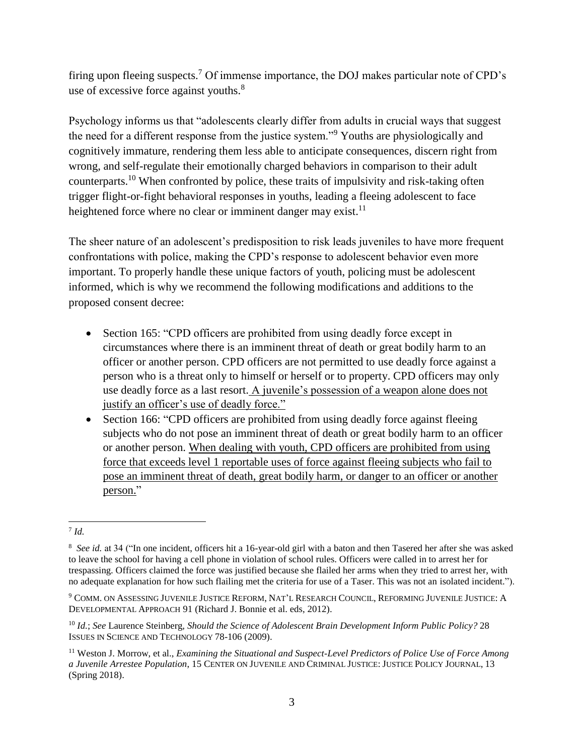firing upon fleeing suspects.[7] Of immense importance, the DOJ makes particular note of CPD's use of excessive force against youths.[8]

Psychology informs us that "adolescents clearly differ from adults in crucial ways that suggest the need for a different response from the justice system."[9] Youths are physiologically and cognitively immature, rendering them less able to anticipate consequences, discern right from wrong, and self-regulate their emotionally charged behaviors in comparison to their adult counterparts.[10] When confronted by police, these traits of impulsivity and risk-taking often trigger flight-or-fight behavioral responses in youths, leading a fleeing adolescent to face heightened force where no clear or imminent danger may exist.[11]

The sheer nature of an adolescent's predisposition to risk leads juveniles to have more frequent confrontations with police, making the CPD's response to adolescent behavior even more important. To properly handle these unique factors of youth, policing must be adolescent informed, which is why we recommend the following modifications and additions to the proposed consent decree:

- Section 165: "CPD officers are prohibited from using deadly force except in circumstances where there is an imminent threat of death or great bodily harm to an officer or another person. CPD officers are not permitted to use deadly force against a person who is a threat only to himself or herself or to property. CPD officers may only use deadly force as a last resort. <u>A juvenile's possession of a weapon alone does not justify an officer's use of deadly force."</u>
- Section 166: "CPD officers are prohibited from using deadly force against fleeing subjects who do not pose an imminent threat of death or great bodily harm to an officer or another person. <u>When dealing with youth, CPD officers are prohibited from using force that exceeds level 1 reportable uses of force against fleeing subjects who fail to pose an imminent threat of death, great bodily harm, or danger to an officer or another person.</u>"

---

[7] *Id.*

[8] *See id.* at 34 ("In one incident, officers hit a 16-year-old girl with a baton and then Tasered her after she was asked to leave the school for having a cell phone in violation of school rules. Officers were called in to arrest her for trespassing. Officers claimed the force was justified because she flailed her arms when they tried to arrest her, with no adequate explanation for how such flailing met the criteria for use of a Taser. This was not an isolated incident.").

[9] COMM. ON ASSESSING JUVENILE JUSTICE REFORM, NAT'L RESEARCH COUNCIL, REFORMING JUVENILE JUSTICE: A DEVELOPMENTAL APPROACH 91 (Richard J. Bonnie et al. eds, 2012).

[10] *Id.*; *See* Laurence Steinberg, *Should the Science of Adolescent Brain Development Inform Public Policy?* 28 ISSUES IN SCIENCE AND TECHNOLOGY 78-106 (2009).

[11] Weston J. Morrow, et al., *Examining the Situational and Suspect-Level Predictors of Police Use of Force Among a Juvenile Arrestee Population*, 15 CENTER ON JUVENILE AND CRIMINAL JUSTICE: JUSTICE POLICY JOURNAL, 13 (Spring 2018).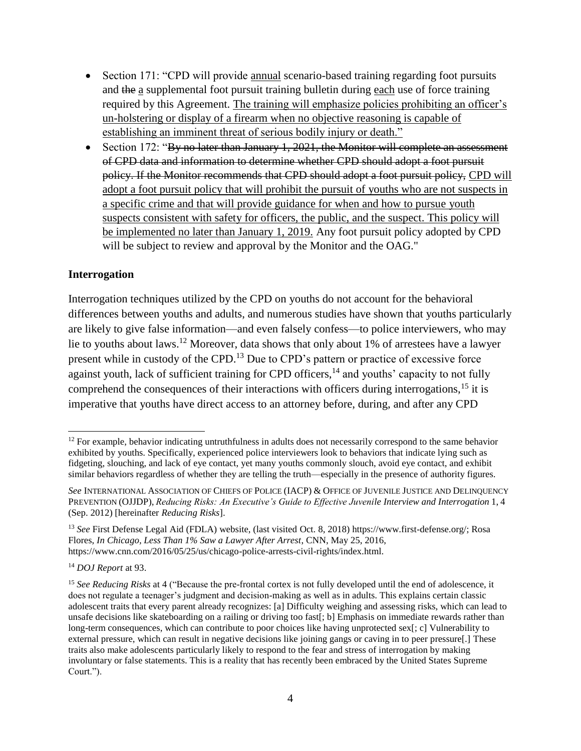- Section 171: "CPD will provide <u>annual</u> scenario-based training regarding foot pursuits and ~~the~~ <u>a</u> supplemental foot pursuit training bulletin during <u>each</u> use of force training required by this Agreement. <u>The training will emphasize policies prohibiting an officer's un-holstering or display of a firearm when no objective reasoning is capable of establishing an imminent threat of serious bodily injury or death."</u>
- Section 172: "~~By no later than January 1, 2021, the Monitor will complete an assessment of CPD data and information to determine whether CPD should adopt a foot pursuit policy. If the Monitor recommends that CPD should adopt a foot pursuit policy,~~ <u>CPD will adopt a foot pursuit policy that will prohibit the pursuit of youths who are not suspects in a specific crime and that will provide guidance for when and how to pursue youth suspects consistent with safety for officers, the public, and the suspect. This policy will be implemented no later than January 1, 2019.</u> Any foot pursuit policy adopted by CPD will be subject to review and approval by the Monitor and the OAG."

**Interrogation**

Interrogation techniques utilized by the CPD on youths do not account for the behavioral differences between youths and adults, and numerous studies have shown that youths particularly are likely to give false information—and even falsely confess—to police interviewers, who may lie to youths about laws.[12] Moreover, data shows that only about 1% of arrestees have a lawyer present while in custody of the CPD.[13] Due to CPD's pattern or practice of excessive force against youth, lack of sufficient training for CPD officers,[14] and youths' capacity to not fully comprehend the consequences of their interactions with officers during interrogations,[15] it is imperative that youths have direct access to an attorney before, during, and after any CPD

---

[12] For example, behavior indicating untruthfulness in adults does not necessarily correspond to the same behavior exhibited by youths. Specifically, experienced police interviewers look to behaviors that indicate lying such as fidgeting, slouching, and lack of eye contact, yet many youths commonly slouch, avoid eye contact, and exhibit similar behaviors regardless of whether they are telling the truth—especially in the presence of authority figures.

*See* INTERNATIONAL ASSOCIATION OF CHIEFS OF POLICE (IACP) & OFFICE OF JUVENILE JUSTICE AND DELINQUENCY PREVENTION (OJJDP), *Reducing Risks: An Executive's Guide to Effective Juvenile Interview and Interrogation* 1, 4 (Sep. 2012) [hereinafter *Reducing Risks*].

[13] *See* First Defense Legal Aid (FDLA) website, (last visited Oct. 8, 2018) https://www.first-defense.org/; Rosa Flores, *In Chicago, Less Than 1% Saw a Lawyer After Arrest*, CNN, May 25, 2016, https://www.cnn.com/2016/05/25/us/chicago-police-arrests-civil-rights/index.html.

[14] *DOJ Report* at 93.

[15] *See Reducing Risks* at 4 ("Because the pre-frontal cortex is not fully developed until the end of adolescence, it does not regulate a teenager's judgment and decision-making as well as in adults. This explains certain classic adolescent traits that every parent already recognizes: [a] Difficulty weighing and assessing risks, which can lead to unsafe decisions like skateboarding on a railing or driving too fast[; b] Emphasis on immediate rewards rather than long-term consequences, which can contribute to poor choices like having unprotected sex[; c] Vulnerability to external pressure, which can result in negative decisions like joining gangs or caving in to peer pressure[.] These traits also make adolescents particularly likely to respond to the fear and stress of interrogation by making involuntary or false statements. This is a reality that has recently been embraced by the United States Supreme Court.").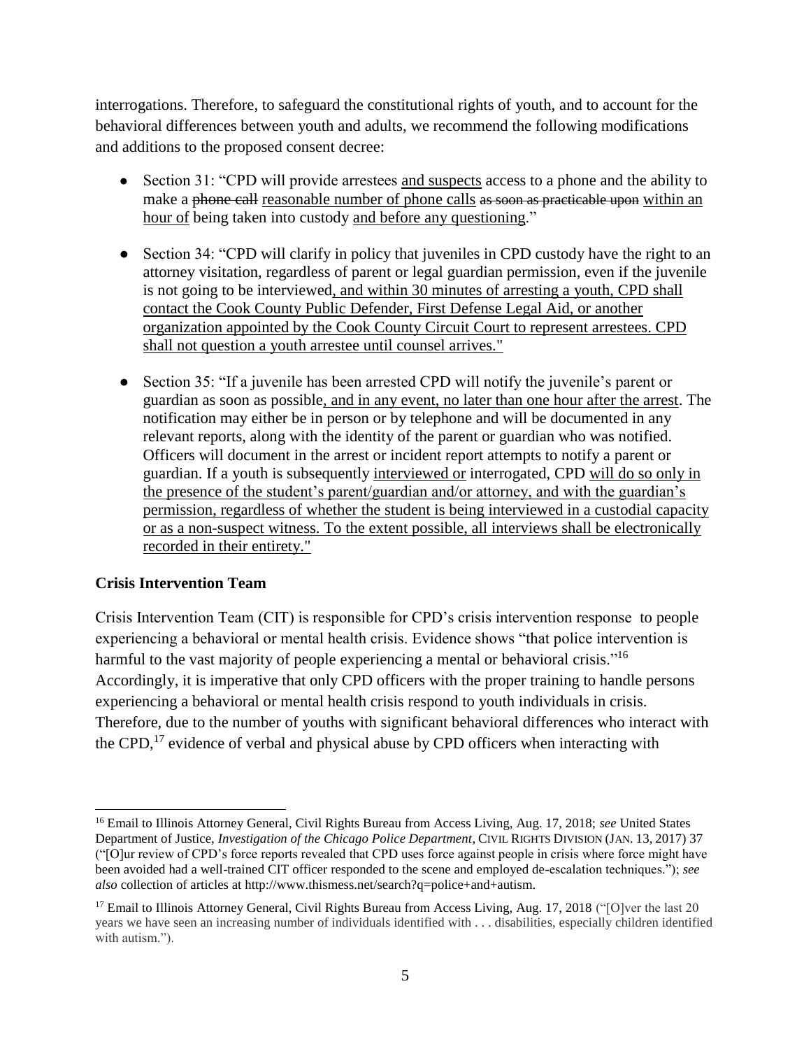interrogations. Therefore, to safeguard the constitutional rights of youth, and to account for the behavioral differences between youth and adults, we recommend the following modifications and additions to the proposed consent decree:

- Section 31: "CPD will provide arrestees <u>and suspects</u> access to a phone and the ability to make a ~~phone call~~ <u>reasonable number of phone calls</u> ~~as soon as practicable upon~~ <u>within an hour of</u> being taken into custody <u>and before any questioning</u>."
- Section 34: "CPD will clarify in policy that juveniles in CPD custody have the right to an attorney visitation, regardless of parent or legal guardian permission, even if the juvenile is not going to be interviewed<u>, and within 30 minutes of arresting a youth, CPD shall contact the Cook County Public Defender, First Defense Legal Aid, or another organization appointed by the Cook County Circuit Court to represent arrestees. CPD shall not question a youth arrestee until counsel arrives."</u>
- Section 35: "If a juvenile has been arrested CPD will notify the juvenile's parent or guardian as soon as possible<u>, and in any event, no later than one hour after the arrest</u>. The notification may either be in person or by telephone and will be documented in any relevant reports, along with the identity of the parent or guardian who was notified. Officers will document in the arrest or incident report attempts to notify a parent or guardian. If a youth is subsequently <u>interviewed or</u> interrogated, CPD <u>will do so only in the presence of the student's parent/guardian and/or attorney, and with the guardian's permission, regardless of whether the student is being interviewed in a custodial capacity or as a non-suspect witness. To the extent possible, all interviews shall be electronically recorded in their entirety."</u>

**Crisis Intervention Team**

Crisis Intervention Team (CIT) is responsible for CPD's crisis intervention response to people experiencing a behavioral or mental health crisis. Evidence shows "that police intervention is harmful to the vast majority of people experiencing a mental or behavioral crisis."[16] Accordingly, it is imperative that only CPD officers with the proper training to handle persons experiencing a behavioral or mental health crisis respond to youth individuals in crisis. Therefore, due to the number of youths with significant behavioral differences who interact with the CPD,[17] evidence of verbal and physical abuse by CPD officers when interacting with

---

[16] Email to Illinois Attorney General, Civil Rights Bureau from Access Living, Aug. 17, 2018; *see* United States Department of Justice, *Investigation of the Chicago Police Department*, CIVIL RIGHTS DIVISION (JAN. 13, 2017) 37 ("[O]ur review of CPD's force reports revealed that CPD uses force against people in crisis where force might have been avoided had a well-trained CIT officer responded to the scene and employed de-escalation techniques."); *see also* collection of articles at http://www.thismess.net/search?q=police+and+autism.

[17] Email to Illinois Attorney General, Civil Rights Bureau from Access Living, Aug. 17, 2018 ("[O]ver the last 20 years we have seen an increasing number of individuals identified with . . . disabilities, especially children identified with autism.").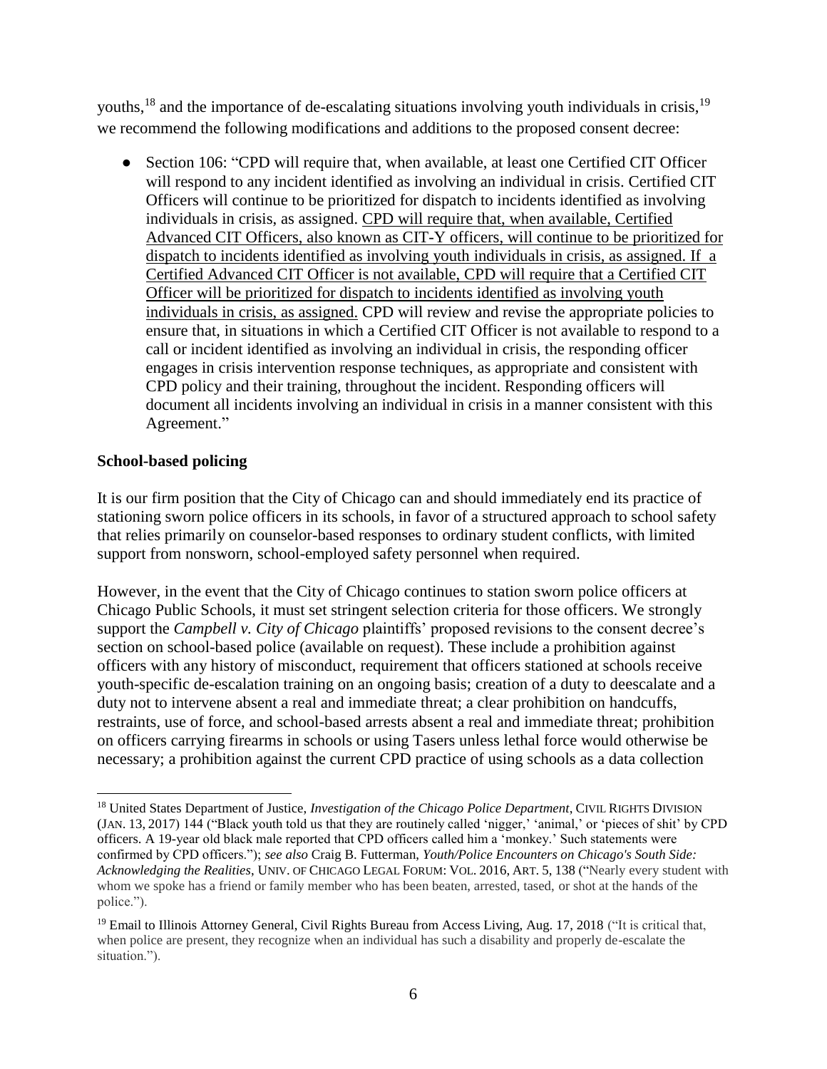youths,[18] and the importance of de-escalating situations involving youth individuals in crisis,[19] we recommend the following modifications and additions to the proposed consent decree:

- Section 106: "CPD will require that, when available, at least one Certified CIT Officer will respond to any incident identified as involving an individual in crisis. Certified CIT Officers will continue to be prioritized for dispatch to incidents identified as involving individuals in crisis, as assigned. <u>CPD will require that, when available, Certified Advanced CIT Officers, also known as CIT-Y officers, will continue to be prioritized for dispatch to incidents identified as involving youth individuals in crisis, as assigned. If a Certified Advanced CIT Officer is not available, CPD will require that a Certified CIT Officer will be prioritized for dispatch to incidents identified as involving youth individuals in crisis, as assigned.</u> CPD will review and revise the appropriate policies to ensure that, in situations in which a Certified CIT Officer is not available to respond to a call or incident identified as involving an individual in crisis, the responding officer engages in crisis intervention response techniques, as appropriate and consistent with CPD policy and their training, throughout the incident. Responding officers will document all incidents involving an individual in crisis in a manner consistent with this Agreement."

**School-based policing**

It is our firm position that the City of Chicago can and should immediately end its practice of stationing sworn police officers in its schools, in favor of a structured approach to school safety that relies primarily on counselor-based responses to ordinary student conflicts, with limited support from nonsworn, school-employed safety personnel when required.

However, in the event that the City of Chicago continues to station sworn police officers at Chicago Public Schools, it must set stringent selection criteria for those officers. We strongly support the *Campbell v. City of Chicago* plaintiffs' proposed revisions to the consent decree's section on school-based police (available on request). These include a prohibition against officers with any history of misconduct, requirement that officers stationed at schools receive youth-specific de-escalation training on an ongoing basis; creation of a duty to deescalate and a duty not to intervene absent a real and immediate threat; a clear prohibition on handcuffs, restraints, use of force, and school-based arrests absent a real and immediate threat; prohibition on officers carrying firearms in schools or using Tasers unless lethal force would otherwise be necessary; a prohibition against the current CPD practice of using schools as a data collection

---

[18] United States Department of Justice, *Investigation of the Chicago Police Department*, CIVIL RIGHTS DIVISION (JAN. 13, 2017) 144 ("Black youth told us that they are routinely called 'nigger,' 'animal,' or 'pieces of shit' by CPD officers. A 19-year old black male reported that CPD officers called him a 'monkey.' Such statements were confirmed by CPD officers."); *see also* Craig B. Futterman, *Youth/Police Encounters on Chicago's South Side: Acknowledging the Realities*, UNIV. OF CHICAGO LEGAL FORUM: VOL. 2016, ART. 5, 138 ("Nearly every student with whom we spoke has a friend or family member who has been beaten, arrested, tased, or shot at the hands of the police.").

[19] Email to Illinois Attorney General, Civil Rights Bureau from Access Living, Aug. 17, 2018 ("It is critical that, when police are present, they recognize when an individual has such a disability and properly de-escalate the situation.").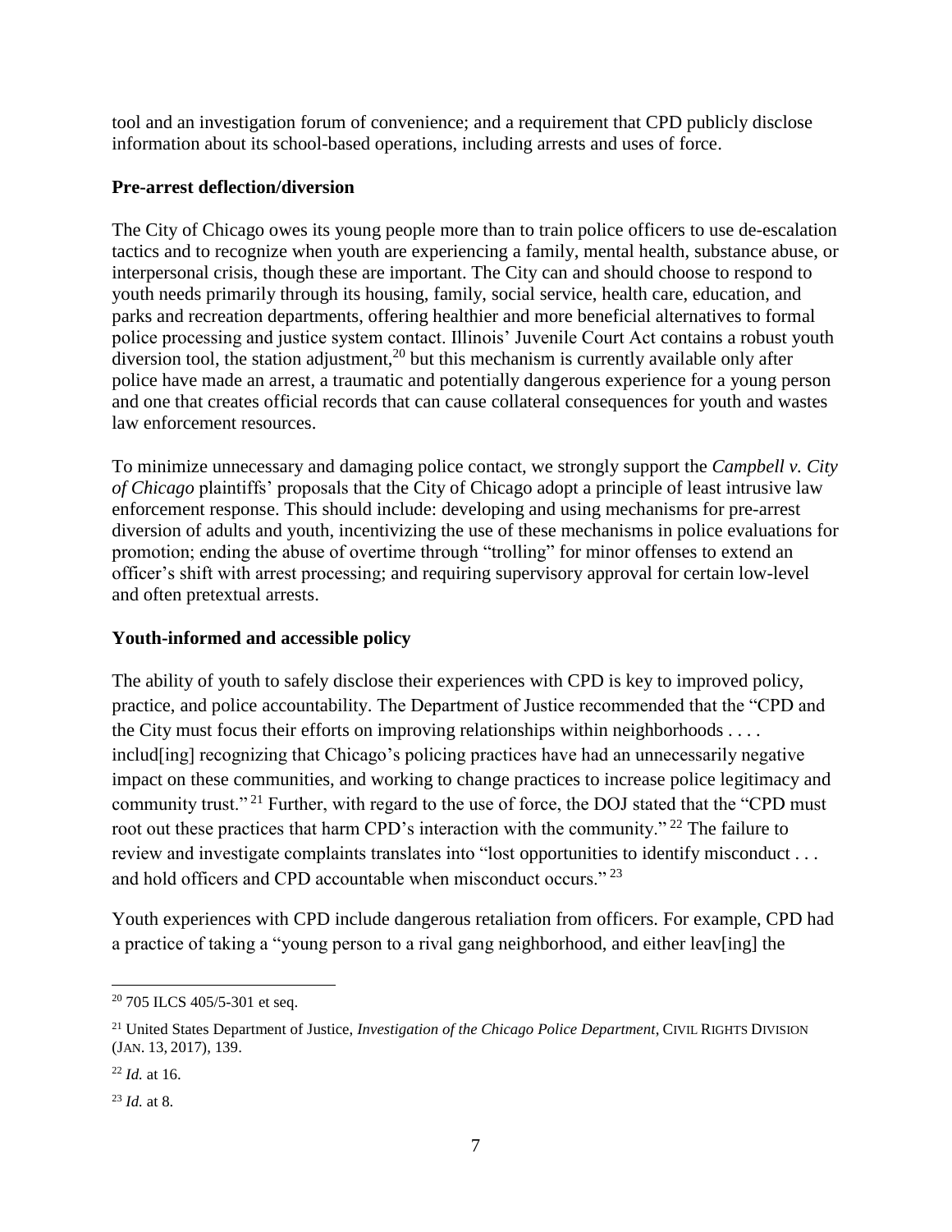tool and an investigation forum of convenience; and a requirement that CPD publicly disclose information about its school-based operations, including arrests and uses of force.

**Pre-arrest deflection/diversion**

The City of Chicago owes its young people more than to train police officers to use de-escalation tactics and to recognize when youth are experiencing a family, mental health, substance abuse, or interpersonal crisis, though these are important. The City can and should choose to respond to youth needs primarily through its housing, family, social service, health care, education, and parks and recreation departments, offering healthier and more beneficial alternatives to formal police processing and justice system contact. Illinois' Juvenile Court Act contains a robust youth diversion tool, the station adjustment,[20] but this mechanism is currently available only after police have made an arrest, a traumatic and potentially dangerous experience for a young person and one that creates official records that can cause collateral consequences for youth and wastes law enforcement resources.

To minimize unnecessary and damaging police contact, we strongly support the *Campbell v. City of Chicago* plaintiffs' proposals that the City of Chicago adopt a principle of least intrusive law enforcement response. This should include: developing and using mechanisms for pre-arrest diversion of adults and youth, incentivizing the use of these mechanisms in police evaluations for promotion; ending the abuse of overtime through "trolling" for minor offenses to extend an officer's shift with arrest processing; and requiring supervisory approval for certain low-level and often pretextual arrests.

**Youth-informed and accessible policy**

The ability of youth to safely disclose their experiences with CPD is key to improved policy, practice, and police accountability. The Department of Justice recommended that the "CPD and the City must focus their efforts on improving relationships within neighborhoods . . . . includ[ing] recognizing that Chicago's policing practices have had an unnecessarily negative impact on these communities, and working to change practices to increase police legitimacy and community trust."[21] Further, with regard to the use of force, the DOJ stated that the "CPD must root out these practices that harm CPD's interaction with the community."[22] The failure to review and investigate complaints translates into "lost opportunities to identify misconduct . . . and hold officers and CPD accountable when misconduct occurs."[23]

Youth experiences with CPD include dangerous retaliation from officers. For example, CPD had a practice of taking a "young person to a rival gang neighborhood, and either leav[ing] the

---

[20] 705 ILCS 405/5-301 et seq.

[21] United States Department of Justice, *Investigation of the Chicago Police Department*, CIVIL RIGHTS DIVISION (JAN. 13, 2017), 139.

[22] *Id.* at 16.

[23] *Id.* at 8.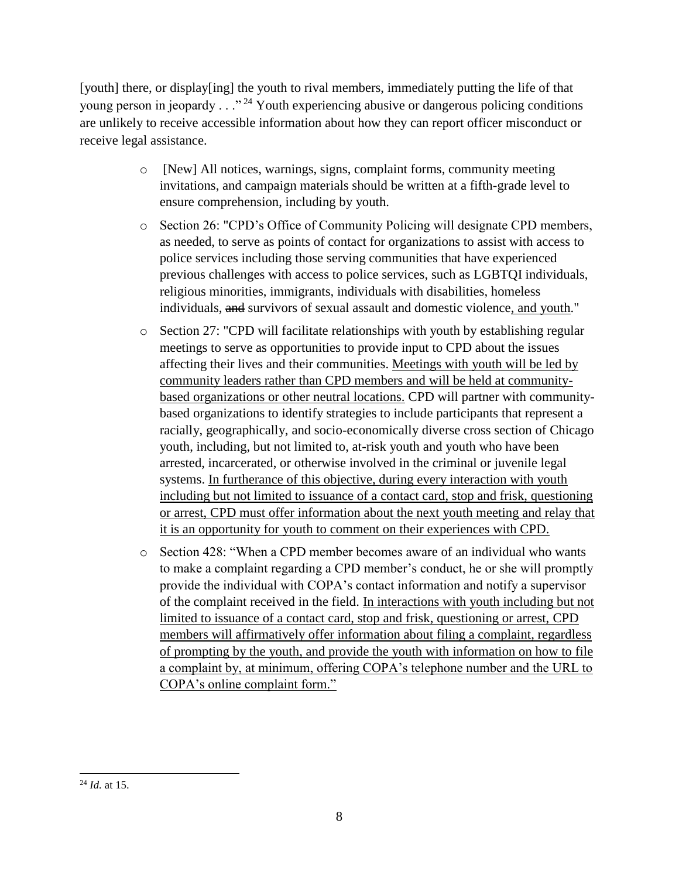[youth] there, or display[ing] the youth to rival members, immediately putting the life of that young person in jeopardy . . ."[24] Youth experiencing abusive or dangerous policing conditions are unlikely to receive accessible information about how they can report officer misconduct or receive legal assistance.

- [New] All notices, warnings, signs, complaint forms, community meeting invitations, and campaign materials should be written at a fifth-grade level to ensure comprehension, including by youth.
- Section 26: "CPD's Office of Community Policing will designate CPD members, as needed, to serve as points of contact for organizations to assist with access to police services including those serving communities that have experienced previous challenges with access to police services, such as LGBTQI individuals, religious minorities, immigrants, individuals with disabilities, homeless individuals, ~~and~~ survivors of sexual assault and domestic violence<u>, and youth</u>."
- Section 27: "CPD will facilitate relationships with youth by establishing regular meetings to serve as opportunities to provide input to CPD about the issues affecting their lives and their communities. <u>Meetings with youth will be led by community leaders rather than CPD members and will be held at community-based organizations or other neutral locations.</u> CPD will partner with community-based organizations to identify strategies to include participants that represent a racially, geographically, and socio-economically diverse cross section of Chicago youth, including, but not limited to, at-risk youth and youth who have been arrested, incarcerated, or otherwise involved in the criminal or juvenile legal systems. <u>In furtherance of this objective, during every interaction with youth including but not limited to issuance of a contact card, stop and frisk, questioning or arrest, CPD must offer information about the next youth meeting and relay that it is an opportunity for youth to comment on their experiences with CPD.</u>
- Section 428: "When a CPD member becomes aware of an individual who wants to make a complaint regarding a CPD member's conduct, he or she will promptly provide the individual with COPA's contact information and notify a supervisor of the complaint received in the field. <u>In interactions with youth including but not limited to issuance of a contact card, stop and frisk, questioning or arrest, CPD members will affirmatively offer information about filing a complaint, regardless of prompting by the youth, and provide the youth with information on how to file a complaint by, at minimum, offering COPA's telephone number and the URL to COPA's online complaint form."</u>

---

[24] *Id.* at 15.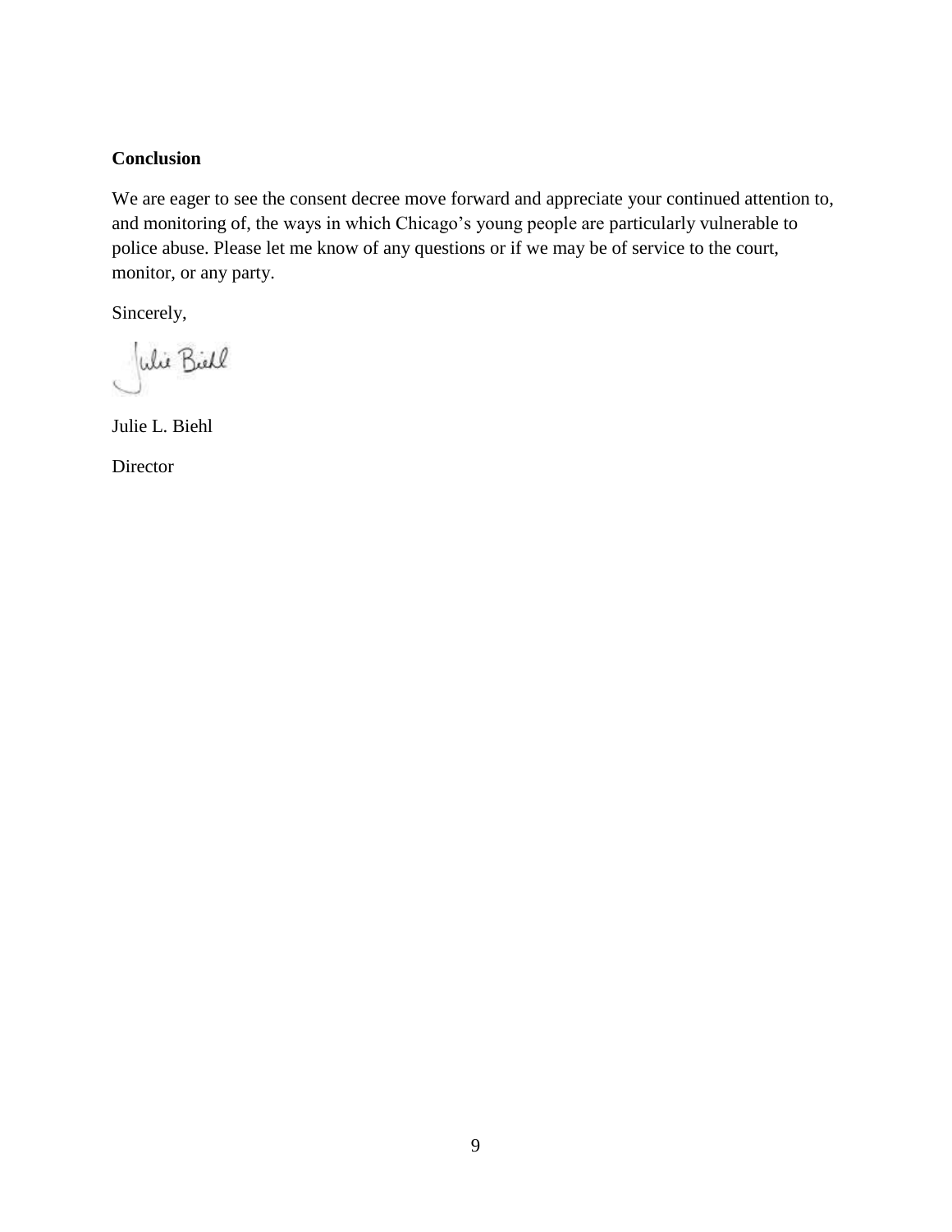**Conclusion**

We are eager to see the consent decree move forward and appreciate your continued attention to, and monitoring of, the ways in which Chicago's young people are particularly vulnerable to police abuse. Please let me know of any questions or if we may be of service to the court, monitor, or any party.

Sincerely,

Julie Biehl

Julie L. Biehl

Director